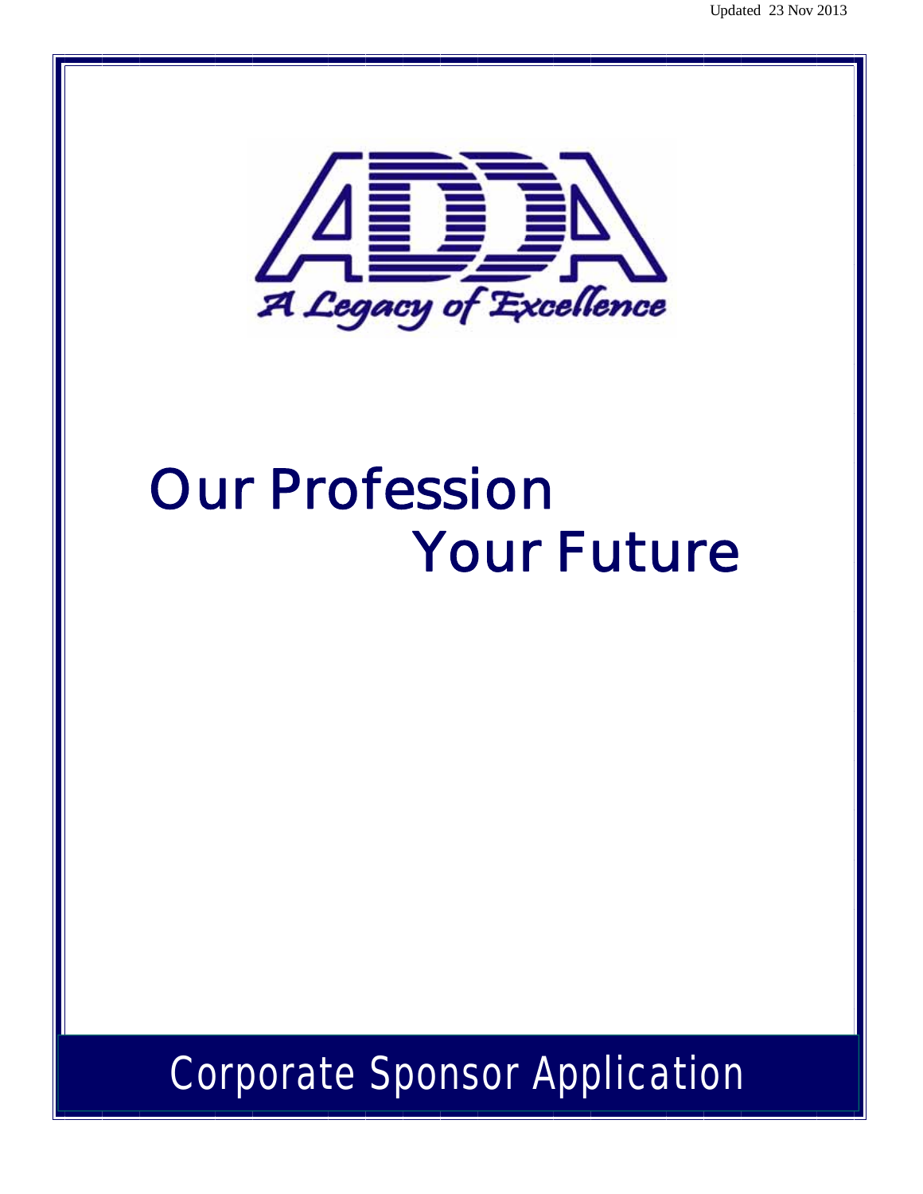Updated 23 Nov 2013

ADDA

*A Legacy of Excellence*

# Our Profession
# Your Future

## Corporate Sponsor Application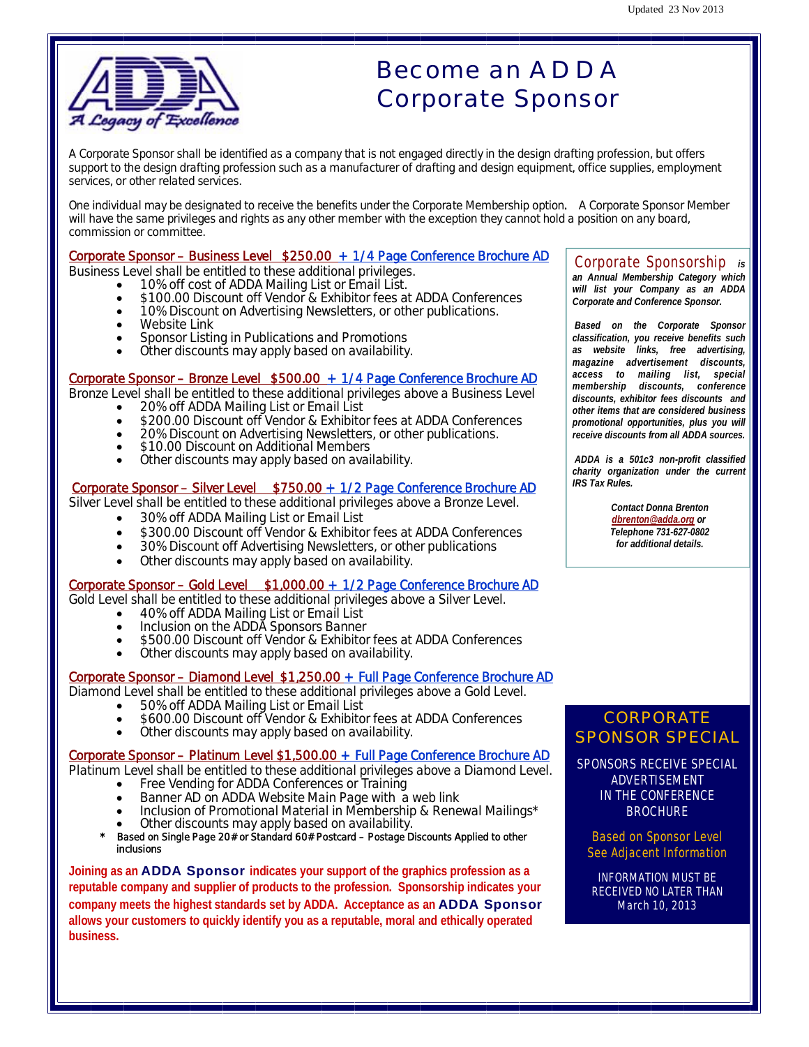Updated 23 Nov 2013

# Become an ADDA Corporate Sponsor

A Legacy of Excellence

A Corporate Sponsor shall be identified as a company that is not engaged directly in the design drafting profession, but offers support to the design drafting profession such as a manufacturer of drafting and design equipment, office supplies, employment services, or other related services.

One individual may be designated to receive the benefits under the Corporate Membership option. A Corporate Sponsor Member will have the same privileges and rights as any other member with the exception they cannot hold a position on any board, commission or committee.

## Corporate Sponsor – Business Level $250.00 + 1/4 Page Conference Brochure AD

Business Level shall be entitled to these additional privileges.

- 10% off cost of ADDA Mailing List or Email List.
- $100.00 Discount off Vendor & Exhibitor fees at ADDA Conferences
- 10% Discount on Advertising Newsletters, or other publications.
- Website Link
- Sponsor Listing in Publications and Promotions
- Other discounts may apply based on availability.

## Corporate Sponsor – Bronze Level $500.00 + 1/4 Page Conference Brochure AD

Bronze Level shall be entitled to these additional privileges above a Business Level

- 20% off ADDA Mailing List or Email List
- $200.00 Discount off Vendor & Exhibitor fees at ADDA Conferences
- 20% Discount on Advertising Newsletters, or other publications.
- $10.00 Discount on Additional Members
- Other discounts may apply based on availability.

## Corporate Sponsor – Silver Level $750.00 + 1/2 Page Conference Brochure AD

Silver Level shall be entitled to these additional privileges above a Bronze Level.

- 30% off ADDA Mailing List or Email List
- $300.00 Discount off Vendor & Exhibitor fees at ADDA Conferences
- 30% Discount off Advertising Newsletters, or other publications
- Other discounts may apply based on availability.

## Corporate Sponsor – Gold Level $1,000.00 + 1/2 Page Conference Brochure AD

Gold Level shall be entitled to these additional privileges above a Silver Level.

- 40% off ADDA Mailing List or Email List
- Inclusion on the ADDA Sponsors Banner
- $500.00 Discount off Vendor & Exhibitor fees at ADDA Conferences
- Other discounts may apply based on availability.

## Corporate Sponsor – Diamond Level $1,250.00 + Full Page Conference Brochure AD

Diamond Level shall be entitled to these additional privileges above a Gold Level.

- 50% off ADDA Mailing List or Email List
- $600.00 Discount off Vendor & Exhibitor fees at ADDA Conferences
- Other discounts may apply based on availability.

## Corporate Sponsor – Platinum Level $1,500.00 + Full Page Conference Brochure AD

Platinum Level shall be entitled to these additional privileges above a Diamond Level.

- Free Vending for ADDA Conferences or Training
- Banner AD on ADDA Website Main Page with a web link
- Inclusion of Promotional Material in Membership & Renewal Mailings*
- Other discounts may apply based on availability.

\* Based on Single Page 20# or Standard 60# Postcard – Postage Discounts Applied to other inclusions

**Joining as an ADDA Sponsor indicates your support of the graphics profession as a reputable company and supplier of products to the profession. Sponsorship indicates your company meets the highest standards set by ADDA. Acceptance as an ADDA Sponsor allows your customers to quickly identify you as a reputable, moral and ethically operated business.**

---

Corporate Sponsorship ***is an Annual Membership Category which will list your Company as an ADDA Corporate and Conference Sponsor.***

***Based on the Corporate Sponsor classification, you receive benefits such as website links, free advertising, magazine advertisement discounts, access to mailing list, special membership discounts, conference discounts, exhibitor fees discounts and other items that are considered business promotional opportunities, plus you will receive discounts from all ADDA sources.***

***ADDA is a 501c3 non-profit classified charity organization under the current IRS Tax Rules.***

***Contact Donna Brenton dbrenton@adda.org or Telephone 731-627-0802 for additional details.***

---

**CORPORATE SPONSOR SPECIAL**

SPONSORS RECEIVE SPECIAL ADVERTISEMENT IN THE CONFERENCE BROCHURE

Based on Sponsor Level
See Adjacent Information

INFORMATION MUST BE RECEIVED NO LATER THAN March 10, 2013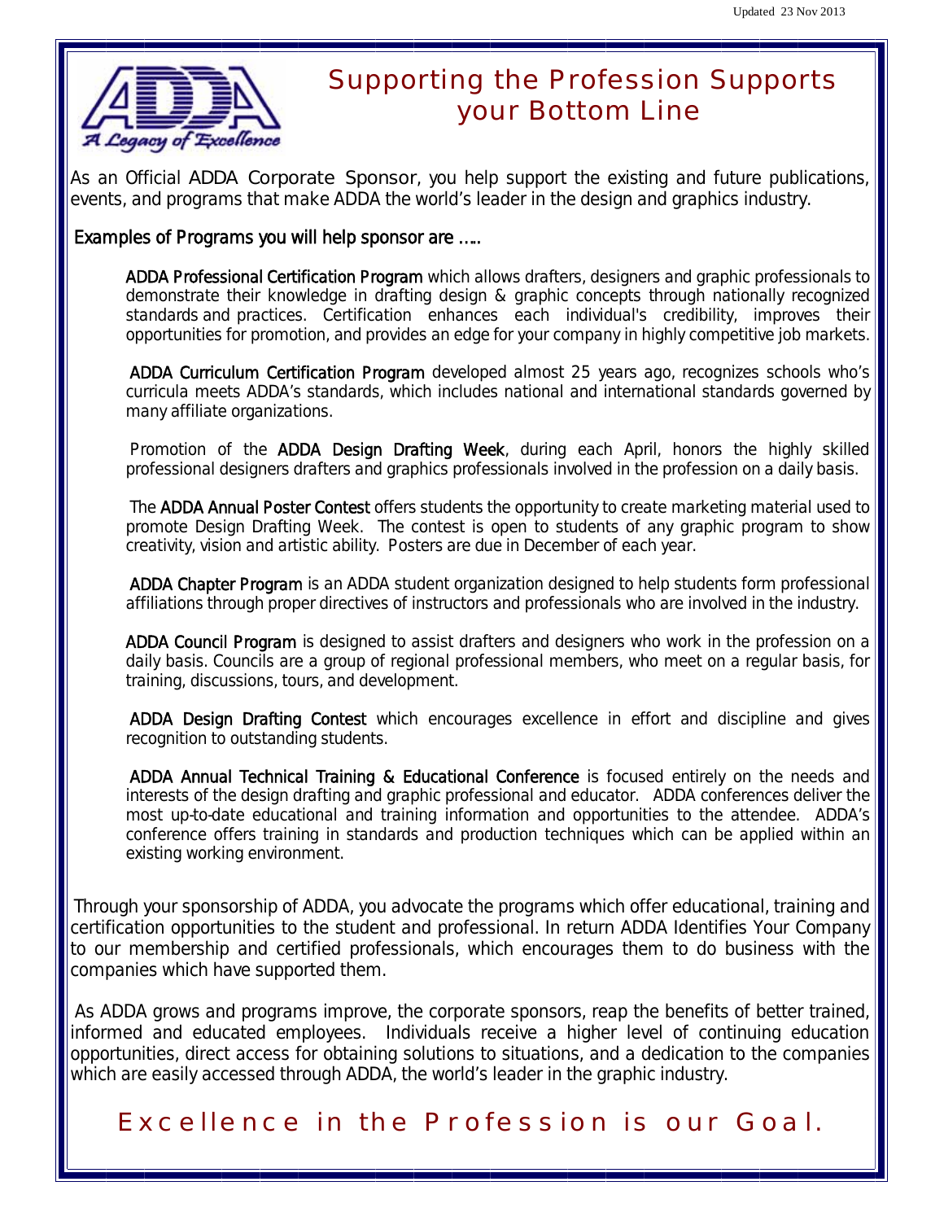# Supporting the Profession Supports your Bottom Line

A Legacy of Excellence

As an Official ADDA Corporate Sponsor, you help support the existing and future publications, events, and programs that make ADDA the world's leader in the design and graphics industry.

**Examples of Programs you will help sponsor are …..**

**ADDA Professional Certification Program** which allows drafters, designers and graphic professionals to demonstrate their knowledge in drafting design & graphic concepts through nationally recognized standards and practices. Certification enhances each individual's credibility, improves their opportunities for promotion, and provides an edge for your company in highly competitive job markets.

**ADDA Curriculum Certification Program** developed almost 25 years ago, recognizes schools who's curricula meets ADDA's standards, which includes national and international standards governed by many affiliate organizations.

Promotion of the **ADDA Design Drafting Week**, during each April, honors the highly skilled professional designers drafters and graphics professionals involved in the profession on a daily basis.

The **ADDA Annual Poster Contest** offers students the opportunity to create marketing material used to promote Design Drafting Week. The contest is open to students of any graphic program to show creativity, vision and artistic ability. Posters are due in December of each year.

**ADDA Chapter Program** is an ADDA student organization designed to help students form professional affiliations through proper directives of instructors and professionals who are involved in the industry.

**ADDA Council Program** is designed to assist drafters and designers who work in the profession on a daily basis. Councils are a group of regional professional members, who meet on a regular basis, for training, discussions, tours, and development.

**ADDA Design Drafting Contest** which encourages excellence in effort and discipline and gives recognition to outstanding students.

**ADDA Annual Technical Training & Educational Conference** is focused entirely on the needs and interests of the design drafting and graphic professional and educator. ADDA conferences deliver the most up-to-date educational and training information and opportunities to the attendee. ADDA's conference offers training in standards and production techniques which can be applied within an existing working environment.

Through your sponsorship of ADDA, you advocate the programs which offer educational, training and certification opportunities to the student and professional. In return ADDA Identifies Your Company to our membership and certified professionals, which encourages them to do business with the companies which have supported them.

As ADDA grows and programs improve, the corporate sponsors, reap the benefits of better trained, informed and educated employees. Individuals receive a higher level of continuing education opportunities, direct access for obtaining solutions to situations, and a dedication to the companies which are easily accessed through ADDA, the world's leader in the graphic industry.

## Excellence in the Profession is our Goal.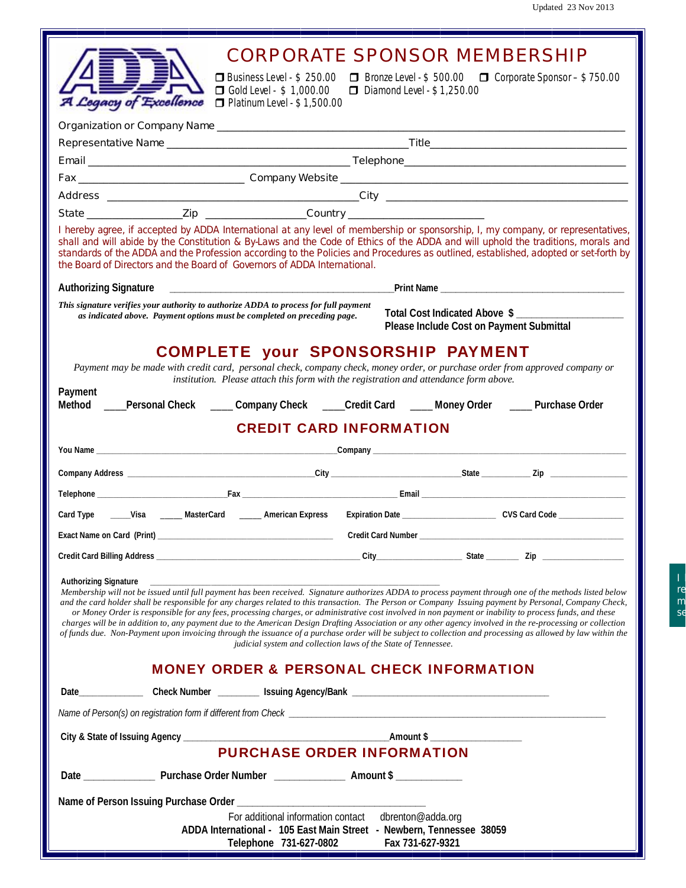Updated 23 Nov 2013

# CORPORATE SPONSOR MEMBERSHIP

A Legacy of Excellence

❐ Business Level - $ 250.00 ❐ Bronze Level - $ 500.00 ❐ Corporate Sponsor – $ 750.00
❐ Gold Level - $ 1,000.00 ❐ Diamond Level - $ 1,250.00
❐ Platinum Level - $ 1,500.00

Organization or Company Name ____________________________________________

Representative Name ______________________________ Title ______________________

Email ______________________________ Telephone ______________________________

Fax ____________________ Company Website ______________________________

Address ______________________________ City ______________________________

State ____________ Zip ____________ Country __________________

I hereby agree, if accepted by ADDA International at any level of membership or sponsorship, I, my company, or representatives, shall and will abide by the Constitution & By-Laws and the Code of Ethics of the ADDA and will uphold the traditions, morals and standards of the ADDA and the Profession according to the Policies and Procedures as outlined, established, adopted or set-forth by the Board of Directors and the Board of Governors of ADDA International.

**Authorizing Signature** ______________________________ **Print Name** ______________________________

***This signature verifies your authority to authorize ADDA to process for full payment as indicated above. Payment options must be completed on preceding page.***

**Total Cost Indicated Above $ ____________________**
**Please Include Cost on Payment Submittal**

## COMPLETE your SPONSORSHIP PAYMENT

*Payment may be made with credit card, personal check, company check, money order, or purchase order from approved company or institution. Please attach this form with the registration and attendance form above.*

**Payment Method** ____**Personal Check** ____ **Company Check** ____**Credit Card** ____ **Money Order** ____ **Purchase Order**

## CREDIT CARD INFORMATION

**You Name** ______________________________ **Company** ______________________________

**Company Address** ______________________ **City** ______________ **State** ________ **Zip** ____________

**Telephone** ______________ **Fax** ______________ **Email** ______________________

**Card Type** _____**Visa** _____ **MasterCard** _____ **American Express** **Expiration Date** ______________ **CVS Card Code** __________

**Exact Name on Card (Print)** ______________________ **Credit Card Number** ______________________

**Credit Card Billing Address** ______________________ **City** ____________ **State** ______ **Zip** ____________

**Authorizing Signature** ______________________________

*Membership will not be issued until full payment has been received. Signature authorizes ADDA to process payment through one of the methods listed below and the card holder shall be responsible for any charges related to this transaction. The Person or Company Issuing payment by Personal, Company Check, or Money Order is responsible for any fees, processing charges, or administrative cost involved in non payment or inability to process funds, and these charges will be in addition to, any payment due to the American Design Drafting Association or any other agency involved in the re-processing or collection of funds due. Non-Payment upon invoicing through the issuance of a purchase order will be subject to collection and processing as allowed by law within the judicial system and collection laws of the State of Tennessee.*

## MONEY ORDER & PERSONAL CHECK INFORMATION

**Date**____________ **Check Number** ________ **Issuing Agency/Bank** ______________________________

*Name of Person(s) on registration form if different from Check* ______________________________

**City & State of Issuing Agency** ______________________________ **Amount $** ________________

## PURCHASE ORDER INFORMATION

**Date** ____________ **Purchase Order Number** ____________ **Amount $** ____________

**Name of Person Issuing Purchase Order** ______________________________

For additional information contact dbrenton@adda.org
**ADDA International - 105 East Main Street - Newbern, Tennessee 38059**
**Telephone 731-627-0802 Fax 731-627-9321**